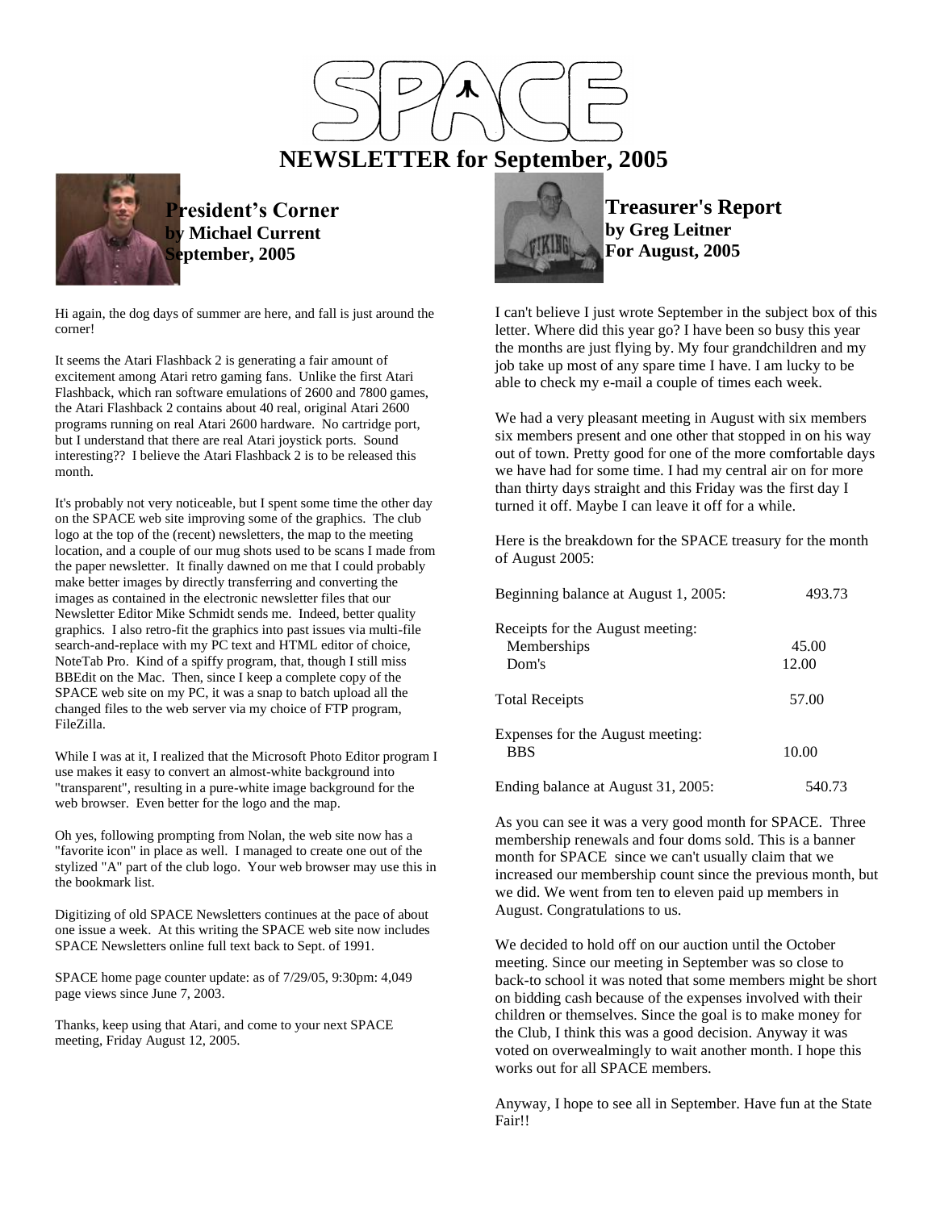# SPACE NEWSLETTER for September, 2005

## President's Corner
**by Michael Current**
**September, 2005**

Hi again, the dog days of summer are here, and fall is just around the corner!

It seems the Atari Flashback 2 is generating a fair amount of excitement among Atari retro gaming fans. Unlike the first Atari Flashback, which ran software emulations of 2600 and 7800 games, the Atari Flashback 2 contains about 40 real, original Atari 2600 programs running on real Atari 2600 hardware. No cartridge port, but I understand that there are real Atari joystick ports. Sound interesting?? I believe the Atari Flashback 2 is to be released this month.

It's probably not very noticeable, but I spent some time the other day on the SPACE web site improving some of the graphics. The club logo at the top of the (recent) newsletters, the map to the meeting location, and a couple of our mug shots used to be scans I made from the paper newsletter. It finally dawned on me that I could probably make better images by directly transferring and converting the images as contained in the electronic newsletter files that our Newsletter Editor Mike Schmidt sends me. Indeed, better quality graphics. I also retro-fit the graphics into past issues via multi-file search-and-replace with my PC text and HTML editor of choice, NoteTab Pro. Kind of a spiffy program, that, though I still miss BBEdit on the Mac. Then, since I keep a complete copy of the SPACE web site on my PC, it was a snap to batch upload all the changed files to the web server via my choice of FTP program, FileZilla.

While I was at it, I realized that the Microsoft Photo Editor program I use makes it easy to convert an almost-white background into "transparent", resulting in a pure-white image background for the web browser. Even better for the logo and the map.

Oh yes, following prompting from Nolan, the web site now has a "favorite icon" in place as well. I managed to create one out of the stylized "A" part of the club logo. Your web browser may use this in the bookmark list.

Digitizing of old SPACE Newsletters continues at the pace of about one issue a week. At this writing the SPACE web site now includes SPACE Newsletters online full text back to Sept. of 1991.

SPACE home page counter update: as of 7/29/05, 9:30pm: 4,049 page views since June 7, 2003.

Thanks, keep using that Atari, and come to your next SPACE meeting, Friday August 12, 2005.

## Treasurer's Report
**by Greg Leitner**
**For August, 2005**

I can't believe I just wrote September in the subject box of this letter. Where did this year go? I have been so busy this year the months are just flying by. My four grandchildren and my job take up most of any spare time I have. I am lucky to be able to check my e-mail a couple of times each week.

We had a very pleasant meeting in August with six members six members present and one other that stopped in on his way out of town. Pretty good for one of the more comfortable days we have had for some time. I had my central air on for more than thirty days straight and this Friday was the first day I turned it off. Maybe I can leave it off for a while.

Here is the breakdown for the SPACE treasury for the month of August 2005:

| | |
|---|---|
| Beginning balance at August 1, 2005: | 493.73 |
| Receipts for the August meeting: | |
| Memberships | 45.00 |
| Dom's | 12.00 |
| Total Receipts | 57.00 |
| Expenses for the August meeting: | |
| BBS | 10.00 |
| Ending balance at August 31, 2005: | 540.73 |

As you can see it was a very good month for SPACE. Three membership renewals and four doms sold. This is a banner month for SPACE since we can't usually claim that we increased our membership count since the previous month, but we did. We went from ten to eleven paid up members in August. Congratulations to us.

We decided to hold off on our auction until the October meeting. Since our meeting in September was so close to back-to school it was noted that some members might be short on bidding cash because of the expenses involved with their children or themselves. Since the goal is to make money for the Club, I think this was a good decision. Anyway it was voted on overwealmingly to wait another month. I hope this works out for all SPACE members.

Anyway, I hope to see all in September. Have fun at the State Fair!!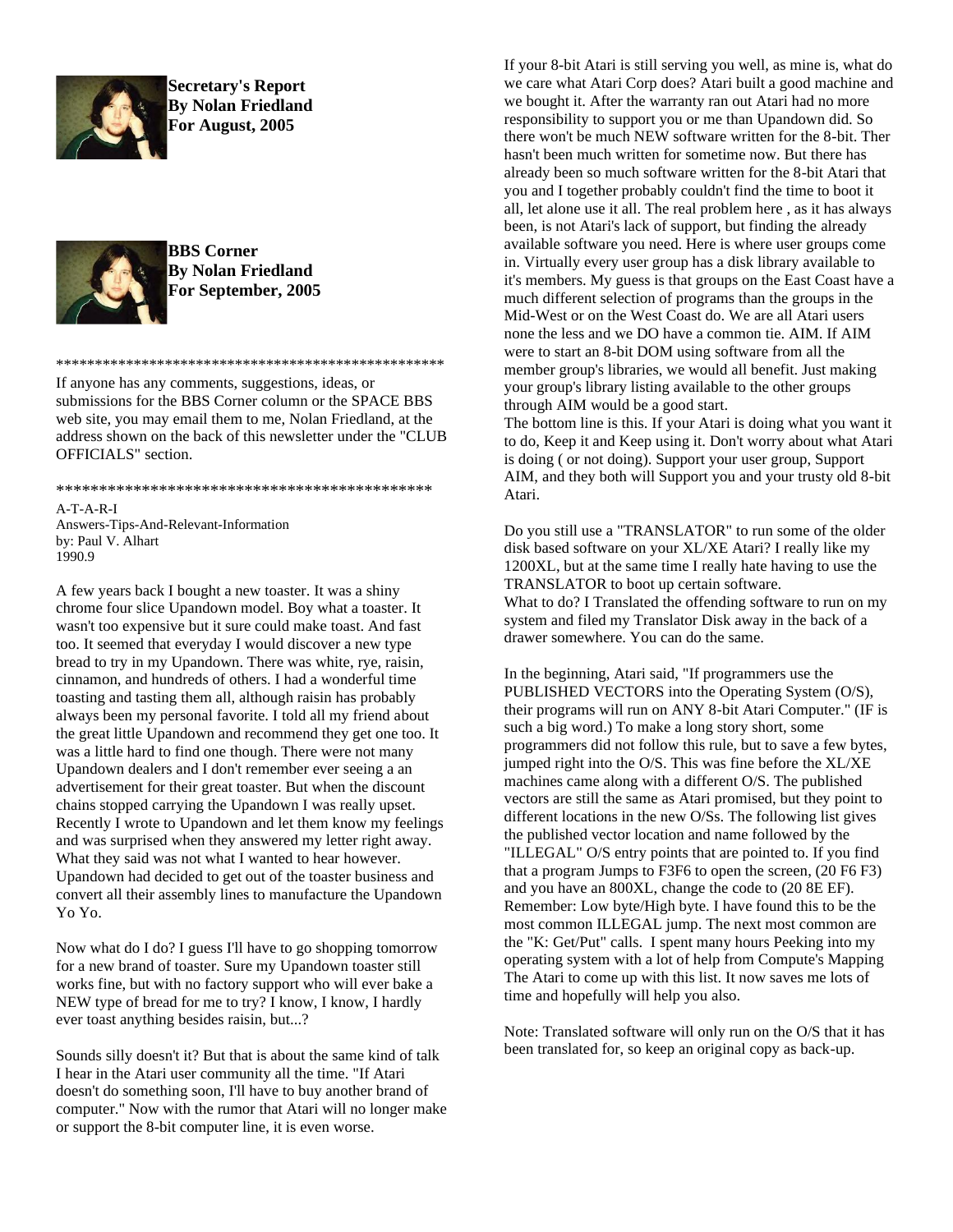**Secretary's Report**
**By Nolan Friedland**
**For August, 2005**

**BBS Corner**
**By Nolan Friedland**
**For September, 2005**

**************************************************

If anyone has any comments, suggestions, ideas, or submissions for the BBS Corner column or the SPACE BBS web site, you may email them to me, Nolan Friedland, at the address shown on the back of this newsletter under the "CLUB OFFICIALS" section.

**********************************************

A-T-A-R-I
Answers-Tips-And-Relevant-Information
by: Paul V. Alhart
1990.9

A few years back I bought a new toaster. It was a shiny chrome four slice Upandown model. Boy what a toaster. It wasn't too expensive but it sure could make toast. And fast too. It seemed that everyday I would discover a new type bread to try in my Upandown. There was white, rye, raisin, cinnamon, and hundreds of others. I had a wonderful time toasting and tasting them all, although raisin has probably always been my personal favorite. I told all my friend about the great little Upandown and recommend they get one too. It was a little hard to find one though. There were not many Upandown dealers and I don't remember ever seeing a an advertisement for their great toaster. But when the discount chains stopped carrying the Upandown I was really upset. Recently I wrote to Upandown and let them know my feelings and was surprised when they answered my letter right away. What they said was not what I wanted to hear however. Upandown had decided to get out of the toaster business and convert all their assembly lines to manufacture the Upandown Yo Yo.

Now what do I do? I guess I'll have to go shopping tomorrow for a new brand of toaster. Sure my Upandown toaster still works fine, but with no factory support who will ever bake a NEW type of bread for me to try? I know, I know, I hardly ever toast anything besides raisin, but...?

Sounds silly doesn't it? But that is about the same kind of talk I hear in the Atari user community all the time. "If Atari doesn't do something soon, I'll have to buy another brand of computer." Now with the rumor that Atari will no longer make or support the 8-bit computer line, it is even worse.

If your 8-bit Atari is still serving you well, as mine is, what do we care what Atari Corp does? Atari built a good machine and we bought it. After the warranty ran out Atari had no more responsibility to support you or me than Upandown did. So there won't be much NEW software written for the 8-bit. Ther hasn't been much written for sometime now. But there has already been so much software written for the 8-bit Atari that you and I together probably couldn't find the time to boot it all, let alone use it all. The real problem here , as it has always been, is not Atari's lack of support, but finding the already available software you need. Here is where user groups come in. Virtually every user group has a disk library available to it's members. My guess is that groups on the East Coast have a much different selection of programs than the groups in the Mid-West or on the West Coast do. We are all Atari users none the less and we DO have a common tie. AIM. If AIM were to start an 8-bit DOM using software from all the member group's libraries, we would all benefit. Just making your group's library listing available to the other groups through AIM would be a good start.
The bottom line is this. If your Atari is doing what you want it to do, Keep it and Keep using it. Don't worry about what Atari is doing ( or not doing). Support your user group, Support AIM, and they both will Support you and your trusty old 8-bit Atari.

Do you still use a "TRANSLATOR" to run some of the older disk based software on your XL/XE Atari? I really like my 1200XL, but at the same time I really hate having to use the TRANSLATOR to boot up certain software.
What to do? I Translated the offending software to run on my system and filed my Translator Disk away in the back of a drawer somewhere. You can do the same.

In the beginning, Atari said, "If programmers use the PUBLISHED VECTORS into the Operating System (O/S), their programs will run on ANY 8-bit Atari Computer." (IF is such a big word.) To make a long story short, some programmers did not follow this rule, but to save a few bytes, jumped right into the O/S. This was fine before the XL/XE machines came along with a different O/S. The published vectors are still the same as Atari promised, but they point to different locations in the new O/Ss. The following list gives the published vector location and name followed by the "ILLEGAL" O/S entry points that are pointed to. If you find that a program Jumps to F3F6 to open the screen, (20 F6 F3) and you have an 800XL, change the code to (20 8E EF). Remember: Low byte/High byte. I have found this to be the most common ILLEGAL jump. The next most common are the "K: Get/Put" calls. I spent many hours Peeking into my operating system with a lot of help from Compute's Mapping The Atari to come up with this list. It now saves me lots of time and hopefully will help you also.

Note: Translated software will only run on the O/S that it has been translated for, so keep an original copy as back-up.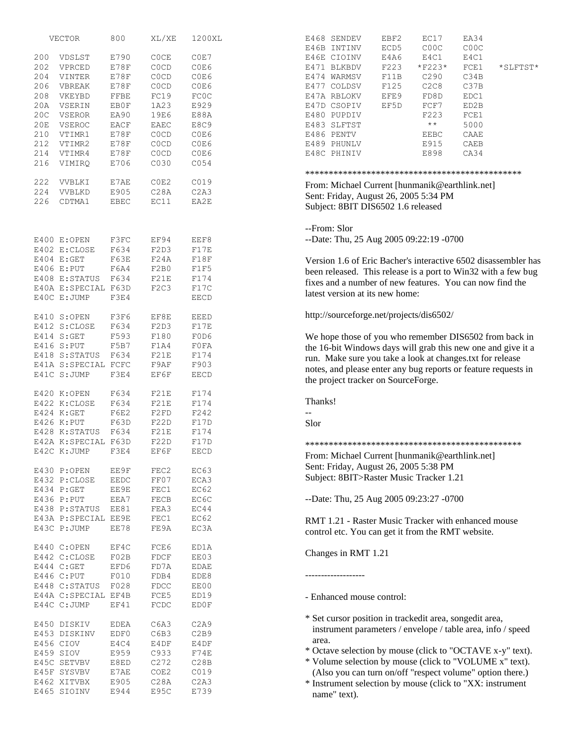| VECTOR | | 800 | XL/XE | 1200XL | |
|---|---|---|---|---|---|
| 200 | VDSLST | E790 | C0CE | C0E7 | |
| 202 | VPRCED | E78F | C0CD | C0E6 | |
| 204 | VINTER | E78F | C0CD | C0E6 | |
| 206 | VBREAK | E78F | C0CD | C0E6 | |
| 208 | VKEYBD | FFBE | FC19 | FC0C | |
| 20A | VSERIN | EB0F | 1A23 | E929 | |
| 20C | VSEROR | EA90 | 19E6 | E88A | |
| 20E | VSEROC | EACF | EAEC | E8C9 | |
| 210 | VTIMR1 | E78F | C0CD | C0E6 | |
| 212 | VTIMR2 | E78F | C0CD | C0E6 | |
| 214 | VTIMR4 | E78F | C0CD | C0E6 | |
| 216 | VIMIRQ | E706 | C030 | C054 | |
| 222 | VVBLKI | E7AE | C0E2 | C019 | |
| 224 | VVBLKD | E905 | C28A | C2A3 | |
| 226 | CDTMA1 | EBEC | EC11 | EA2E | |
| E400 | E:OPEN | F3FC | EF94 | EEF8 | |
| E402 | E:CLOSE | F634 | F2D3 | F17E | |
| E404 | E:GET | F63E | F24A | F18F | |
| E406 | E:PUT | F6A4 | F2B0 | F1F5 | |
| E408 | E:STATUS | F634 | F21E | F174 | |
| E40A | E:SPECIAL | F63D | F2C3 | F17C | |
| E40C | E:JUMP | F3E4 | | EECD | |
| E410 | S:OPEN | F3F6 | EF8E | EEED | |
| E412 | S:CLOSE | F634 | F2D3 | F17E | |
| E414 | S:GET | F593 | F180 | F0D6 | |
| E416 | S:PUT | F5B7 | F1A4 | F0FA | |
| E418 | S:STATUS | F634 | F21E | F174 | |
| E41A | S:SPECIAL | FCFC | F9AF | F903 | |
| E41C | S:JUMP | F3E4 | EF6F | EECD | |
| E420 | K:OPEN | F634 | F21E | F174 | |
| E422 | K:CLOSE | F634 | F21E | F174 | |
| E424 | K:GET | F6E2 | F2FD | F242 | |
| E426 | K:PUT | F63D | F22D | F17D | |
| E428 | K:STATUS | F634 | F21E | F174 | |
| E42A | K:SPECIAL | F63D | F22D | F17D | |
| E42C | K:JUMP | F3E4 | EF6F | EECD | |
| E430 | P:OPEN | EE9F | FEC2 | EC63 | |
| E432 | P:CLOSE | EEDC | FF07 | ECA3 | |
| E434 | P:GET | EE9E | FEC1 | EC62 | |
| E436 | P:PUT | EEA7 | FECB | EC6C | |
| E438 | P:STATUS | EE81 | FEA3 | EC44 | |
| E43A | P:SPECIAL | EE9E | FEC1 | EC62 | |
| E43C | P:JUMP | EE78 | FE9A | EC3A | |
| E440 | C:OPEN | EF4C | FCE6 | ED1A | |
| E442 | C:CLOSE | F02B | FDCF | EE03 | |
| E444 | C:GET | EFD6 | FD7A | EDAE | |
| E446 | C:PUT | F010 | FDB4 | EDE8 | |
| E448 | C:STATUS | F028 | FDCC | EE00 | |
| E44A | C:SPECIAL | EF4B | FCE5 | ED19 | |
| E44C | C:JUMP | EF41 | FCDC | ED0F | |
| E450 | DISKIV | EDEA | C6A3 | C2A9 | |
| E453 | DISKINV | EDF0 | C6B3 | C2B9 | |
| E456 | CIOV | E4C4 | E4DF | E4DF | |
| E459 | SIOV | E959 | C933 | F74E | |
| E45C | SETVBV | E8ED | C272 | C28B | |
| E45F | SYSVBV | E7AE | C0E2 | C019 | |
| E462 | XITVBX | E905 | C28A | C2A3 | |
| E465 | SIOINV | E944 | E95C | E739 | |
| E468 | SENDEV | EBF2 | EC17 | EA34 | |
| E46B | INTINV | ECD5 | C00C | C00C | |
| E46E | CIOINV | E4A6 | E4C1 | E4C1 | |
| E471 | BLKBDV | F223 | *F223* | FCE1 | *SLFTST* |
| E474 | WARMSV | F11B | C290 | C34B | |
| E477 | COLDSV | F125 | C2C8 | C37B | |
| E47A | RBLOKV | EFE9 | FD8D | EDC1 | |
| E47D | CSOPIV | EF5D | FCF7 | ED2B | |
| E480 | PUPDIV | | F223 | FCE1 | |
| E483 | SLFTST | | ** | 5000 | |
| E486 | PENTV | | EEBC | CAAE | |
| E489 | PHUNLV | | E915 | CAEB | |
| E48C | PHINIV | | E898 | CA34 | |

\*\*\*\*\*\*\*\*\*\*\*\*\*\*\*\*\*\*\*\*\*\*\*\*\*\*\*\*\*\*\*\*\*\*\*\*\*\*\*\*\*\*\*\*\*\*\*

From: Michael Current [hunmanik@earthlink.net]
Sent: Friday, August 26, 2005 5:34 PM
Subject: 8BIT DIS6502 1.6 released

--From: Slor
--Date: Thu, 25 Aug 2005 09:22:19 -0700

Version 1.6 of Eric Bacher's interactive 6502 disassembler has been released. This release is a port to Win32 with a few bug fixes and a number of new features. You can now find the latest version at its new home:

http://sourceforge.net/projects/dis6502/

We hope those of you who remember DIS6502 from back in the 16-bit Windows days will grab this new one and give it a run. Make sure you take a look at changes.txt for release notes, and please enter any bug reports or feature requests in the project tracker on SourceForge.

Thanks!

--
Slor

\*\*\*\*\*\*\*\*\*\*\*\*\*\*\*\*\*\*\*\*\*\*\*\*\*\*\*\*\*\*\*\*\*\*\*\*\*\*\*\*\*\*\*\*\*\*\*

From: Michael Current [hunmanik@earthlink.net]
Sent: Friday, August 26, 2005 5:38 PM
Subject: 8BIT>Raster Music Tracker 1.21

--Date: Thu, 25 Aug 2005 09:23:27 -0700

RMT 1.21 - Raster Music Tracker with enhanced mouse control etc. You can get it from the RMT website.

Changes in RMT 1.21

-------------------

- Enhanced mouse control:

* Set cursor position in trackedit area, songedit area, instrument parameters / envelope / table area, info / speed area.
* Octave selection by mouse (click to "OCTAVE x-y" text).
* Volume selection by mouse (click to "VOLUME x" text). (Also you can turn on/off "respect volume" option there.)
* Instrument selection by mouse (click to "XX: instrument name" text).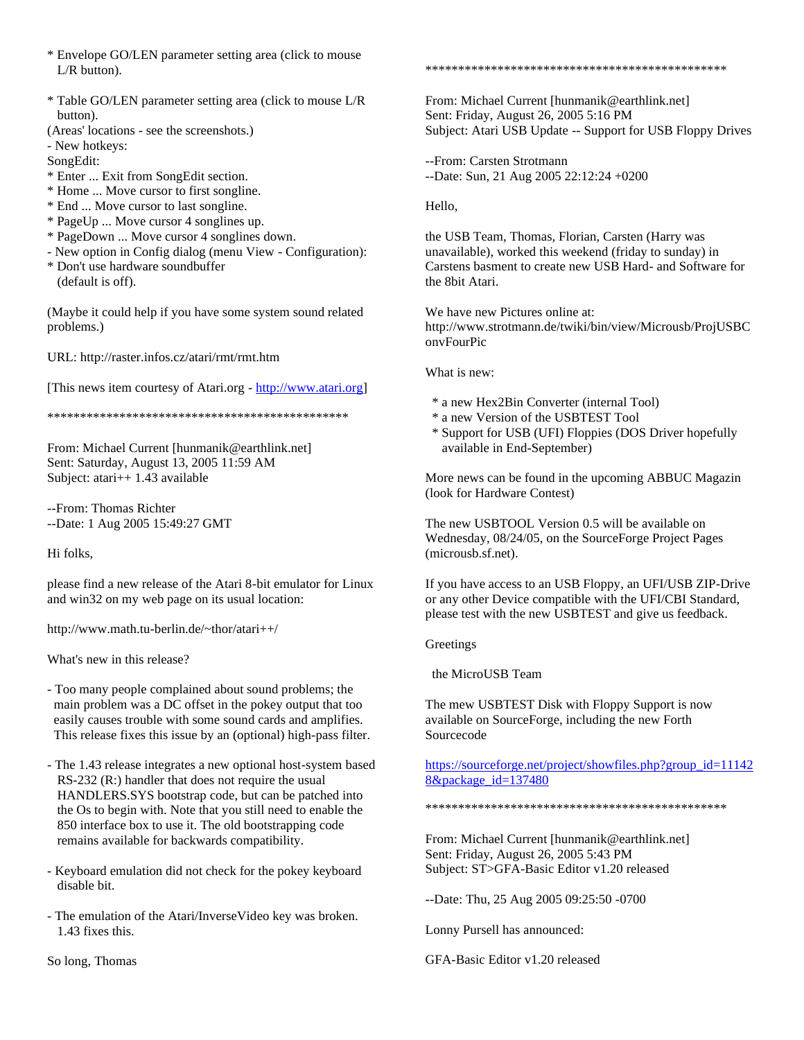* Envelope GO/LEN parameter setting area (click to mouse L/R button).

* Table GO/LEN parameter setting area (click to mouse L/R button).

(Areas' locations - see the screenshots.)

- New hotkeys:

SongEdit:

* Enter ... Exit from SongEdit section.
* Home ... Move cursor to first songline.
* End ... Move cursor to last songline.
* PageUp ... Move cursor 4 songlines up.
* PageDown ... Move cursor 4 songlines down.

- New option in Config dialog (menu View - Configuration):

* Don't use hardware soundbuffer (default is off).

(Maybe it could help if you have some system sound related problems.)

URL: http://raster.infos.cz/atari/rmt/rmt.htm

[This news item courtesy of Atari.org - http://www.atari.org]

**********************************************

From: Michael Current [hunmanik@earthlink.net]
Sent: Saturday, August 13, 2005 11:59 AM
Subject: atari++ 1.43 available

--From: Thomas Richter
--Date: 1 Aug 2005 15:49:27 GMT

Hi folks,

please find a new release of the Atari 8-bit emulator for Linux and win32 on my web page on its usual location:

http://www.math.tu-berlin.de/~thor/atari++/

What's new in this release?

- Too many people complained about sound problems; the main problem was a DC offset in the pokey output that too easily causes trouble with some sound cards and amplifies. This release fixes this issue by an (optional) high-pass filter.

- The 1.43 release integrates a new optional host-system based RS-232 (R:) handler that does not require the usual HANDLERS.SYS bootstrap code, but can be patched into the Os to begin with. Note that you still need to enable the 850 interface box to use it. The old bootstrapping code remains available for backwards compatibility.

- Keyboard emulation did not check for the pokey keyboard disable bit.

- The emulation of the Atari/InverseVideo key was broken. 1.43 fixes this.

So long, Thomas

**********************************************

From: Michael Current [hunmanik@earthlink.net]
Sent: Friday, August 26, 2005 5:16 PM
Subject: Atari USB Update -- Support for USB Floppy Drives

--From: Carsten Strotmann
--Date: Sun, 21 Aug 2005 22:12:24 +0200

Hello,

the USB Team, Thomas, Florian, Carsten (Harry was unavailable), worked this weekend (friday to sunday) in Carstens basment to create new USB Hard- and Software for the 8bit Atari.

We have new Pictures online at:
http://www.strotmann.de/twiki/bin/view/Microusb/ProjUSBConvFourPic

What is new:

* a new Hex2Bin Converter (internal Tool)
* a new Version of the USBTEST Tool
* Support for USB (UFI) Floppies (DOS Driver hopefully available in End-September)

More news can be found in the upcoming ABBUC Magazin (look for Hardware Contest)

The new USBTOOL Version 0.5 will be available on Wednesday, 08/24/05, on the SourceForge Project Pages (microusb.sf.net).

If you have access to an USB Floppy, an UFI/USB ZIP-Drive or any other Device compatible with the UFI/CBI Standard, please test with the new USBTEST and give us feedback.

Greetings

the MicroUSB Team

The mew USBTEST Disk with Floppy Support is now available on SourceForge, including the new Forth Sourcecode

https://sourceforge.net/project/showfiles.php?group_id=111428&package_id=137480

**********************************************

From: Michael Current [hunmanik@earthlink.net]
Sent: Friday, August 26, 2005 5:43 PM
Subject: ST>GFA-Basic Editor v1.20 released

--Date: Thu, 25 Aug 2005 09:25:50 -0700

Lonny Pursell has announced:

GFA-Basic Editor v1.20 released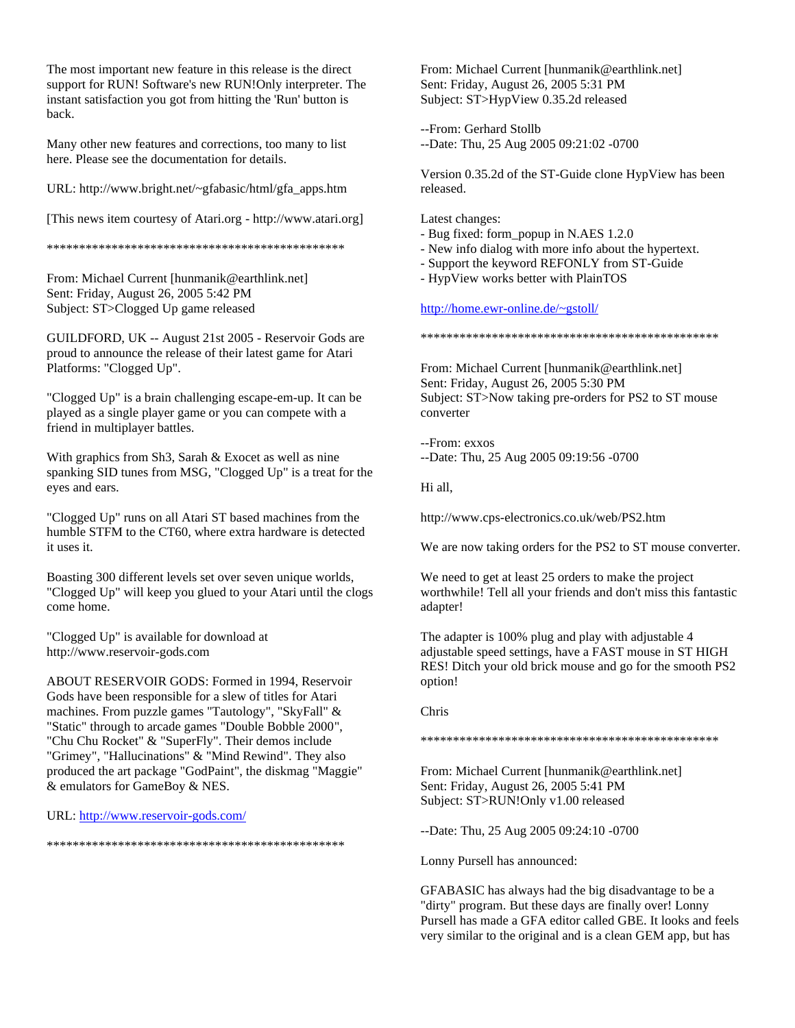The most important new feature in this release is the direct support for RUN! Software's new RUN!Only interpreter. The instant satisfaction you got from hitting the 'Run' button is back.

Many other new features and corrections, too many to list here. Please see the documentation for details.

URL: http://www.bright.net/~gfabasic/html/gfa_apps.htm

[This news item courtesy of Atari.org - http://www.atari.org]

***********************************************

From: Michael Current [hunmanik@earthlink.net]
Sent: Friday, August 26, 2005 5:42 PM
Subject: ST>Clogged Up game released

GUILDFORD, UK -- August 21st 2005 - Reservoir Gods are proud to announce the release of their latest game for Atari Platforms: "Clogged Up".

"Clogged Up" is a brain challenging escape-em-up. It can be played as a single player game or you can compete with a friend in multiplayer battles.

With graphics from Sh3, Sarah & Exocet as well as nine spanking SID tunes from MSG, "Clogged Up" is a treat for the eyes and ears.

"Clogged Up" runs on all Atari ST based machines from the humble STFM to the CT60, where extra hardware is detected it uses it.

Boasting 300 different levels set over seven unique worlds, "Clogged Up" will keep you glued to your Atari until the clogs come home.

"Clogged Up" is available for download at http://www.reservoir-gods.com

ABOUT RESERVOIR GODS: Formed in 1994, Reservoir Gods have been responsible for a slew of titles for Atari machines. From puzzle games "Tautology", "SkyFall" & "Static" through to arcade games "Double Bobble 2000", "Chu Chu Rocket" & "SuperFly". Their demos include "Grimey", "Hallucinations" & "Mind Rewind". They also produced the art package "GodPaint", the diskmag "Maggie" & emulators for GameBoy & NES.

URL: http://www.reservoir-gods.com/

***********************************************

From: Michael Current [hunmanik@earthlink.net]
Sent: Friday, August 26, 2005 5:31 PM
Subject: ST>HypView 0.35.2d released

--From: Gerhard Stollb
--Date: Thu, 25 Aug 2005 09:21:02 -0700

Version 0.35.2d of the ST-Guide clone HypView has been released.

Latest changes:
- Bug fixed: form_popup in N.AES 1.2.0
- New info dialog with more info about the hypertext.
- Support the keyword REFONLY from ST-Guide
- HypView works better with PlainTOS

http://home.ewr-online.de/~gstoll/

***********************************************

From: Michael Current [hunmanik@earthlink.net]
Sent: Friday, August 26, 2005 5:30 PM
Subject: ST>Now taking pre-orders for PS2 to ST mouse converter

--From: exxos
--Date: Thu, 25 Aug 2005 09:19:56 -0700

Hi all,

http://www.cps-electronics.co.uk/web/PS2.htm

We are now taking orders for the PS2 to ST mouse converter.

We need to get at least 25 orders to make the project worthwhile! Tell all your friends and don't miss this fantastic adapter!

The adapter is 100% plug and play with adjustable 4 adjustable speed settings, have a FAST mouse in ST HIGH RES! Ditch your old brick mouse and go for the smooth PS2 option!

Chris

***********************************************

From: Michael Current [hunmanik@earthlink.net]
Sent: Friday, August 26, 2005 5:41 PM
Subject: ST>RUN!Only v1.00 released

--Date: Thu, 25 Aug 2005 09:24:10 -0700

Lonny Pursell has announced:

GFABASIC has always had the big disadvantage to be a "dirty" program. But these days are finally over! Lonny Pursell has made a GFA editor called GBE. It looks and feels very similar to the original and is a clean GEM app, but has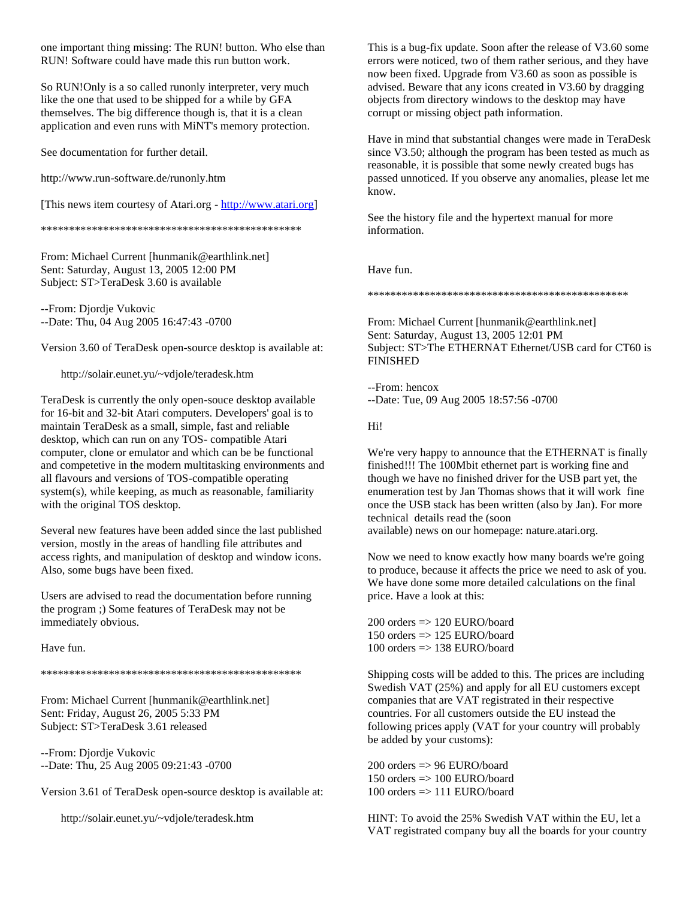one important thing missing: The RUN! button. Who else than RUN! Software could have made this run button work.

So RUN!Only is a so called runonly interpreter, very much like the one that used to be shipped for a while by GFA themselves. The big difference though is, that it is a clean application and even runs with MiNT's memory protection.

See documentation for further detail.

http://www.run-software.de/runonly.htm

[This news item courtesy of Atari.org - http://www.atari.org]

***********************************************

From: Michael Current [hunmanik@earthlink.net]
Sent: Saturday, August 13, 2005 12:00 PM
Subject: ST>TeraDesk 3.60 is available

--From: Djordje Vukovic
--Date: Thu, 04 Aug 2005 16:47:43 -0700

Version 3.60 of TeraDesk open-source desktop is available at:

http://solair.eunet.yu/~vdjole/teradesk.htm

TeraDesk is currently the only open-souce desktop available for 16-bit and 32-bit Atari computers. Developers' goal is to maintain TeraDesk as a small, simple, fast and reliable desktop, which can run on any TOS- compatible Atari computer, clone or emulator and which can be be functional and competetive in the modern multitasking environments and all flavours and versions of TOS-compatible operating system(s), while keeping, as much as reasonable, familiarity with the original TOS desktop.

Several new features have been added since the last published version, mostly in the areas of handling file attributes and access rights, and manipulation of desktop and window icons. Also, some bugs have been fixed.

Users are advised to read the documentation before running the program ;) Some features of TeraDesk may not be immediately obvious.

Have fun.

***********************************************

From: Michael Current [hunmanik@earthlink.net]
Sent: Friday, August 26, 2005 5:33 PM
Subject: ST>TeraDesk 3.61 released

--From: Djordje Vukovic
--Date: Thu, 25 Aug 2005 09:21:43 -0700

Version 3.61 of TeraDesk open-source desktop is available at:

http://solair.eunet.yu/~vdjole/teradesk.htm

This is a bug-fix update. Soon after the release of V3.60 some errors were noticed, two of them rather serious, and they have now been fixed. Upgrade from V3.60 as soon as possible is advised. Beware that any icons created in V3.60 by dragging objects from directory windows to the desktop may have corrupt or missing object path information.

Have in mind that substantial changes were made in TeraDesk since V3.50; although the program has been tested as much as reasonable, it is possible that some newly created bugs has passed unnoticed. If you observe any anomalies, please let me know.

See the history file and the hypertext manual for more information.

Have fun.

***********************************************

From: Michael Current [hunmanik@earthlink.net]
Sent: Saturday, August 13, 2005 12:01 PM
Subject: ST>The ETHERNAT Ethernet/USB card for CT60 is FINISHED

--From: hencox
--Date: Tue, 09 Aug 2005 18:57:56 -0700

Hi!

We're very happy to announce that the ETHERNAT is finally finished!!! The 100Mbit ethernet part is working fine and though we have no finished driver for the USB part yet, the enumeration test by Jan Thomas shows that it will work fine once the USB stack has been written (also by Jan). For more technical details read the (soon
available) news on our homepage: nature.atari.org.

Now we need to know exactly how many boards we're going to produce, because it affects the price we need to ask of you. We have done some more detailed calculations on the final price. Have a look at this:

200 orders => 120 EURO/board
150 orders => 125 EURO/board
100 orders => 138 EURO/board

Shipping costs will be added to this. The prices are including Swedish VAT (25%) and apply for all EU customers except companies that are VAT registrated in their respective countries. For all customers outside the EU instead the following prices apply (VAT for your country will probably be added by your customs):

200 orders => 96 EURO/board
150 orders => 100 EURO/board
100 orders => 111 EURO/board

HINT: To avoid the 25% Swedish VAT within the EU, let a VAT registrated company buy all the boards for your country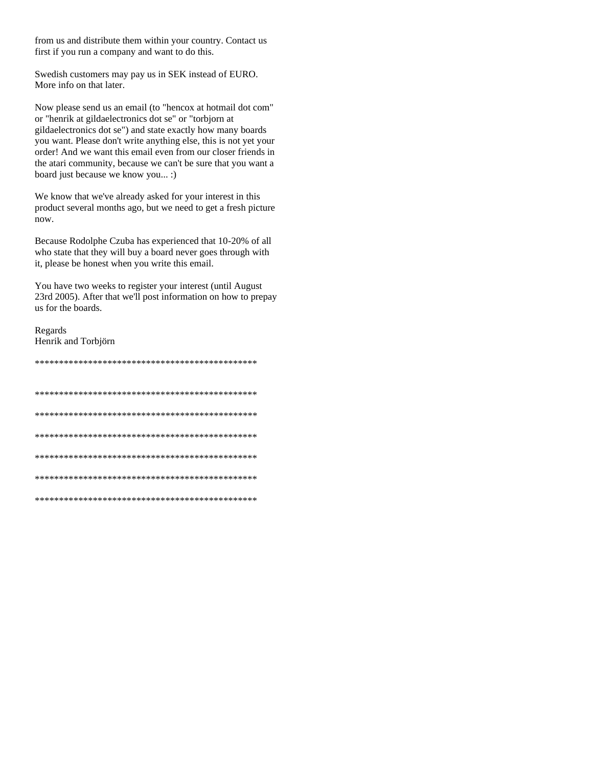from us and distribute them within your country. Contact us first if you run a company and want to do this.

Swedish customers may pay us in SEK instead of EURO. More info on that later.

Now please send us an email (to "hencox at hotmail dot com" or "henrik at gildaelectronics dot se" or "torbjorn at gildaelectronics dot se") and state exactly how many boards you want. Please don't write anything else, this is not yet your order! And we want this email even from our closer friends in the atari community, because we can't be sure that you want a board just because we know you... :)

We know that we've already asked for your interest in this product several months ago, but we need to get a fresh picture now.

Because Rodolphe Czuba has experienced that 10-20% of all who state that they will buy a board never goes through with it, please be honest when you write this email.

You have two weeks to register your interest (until August 23rd 2005). After that we'll post information on how to prepay us for the boards.

Regards
Henrik and Torbjörn

**********************************************

**********************************************

**********************************************

**********************************************

**********************************************

**********************************************

**********************************************